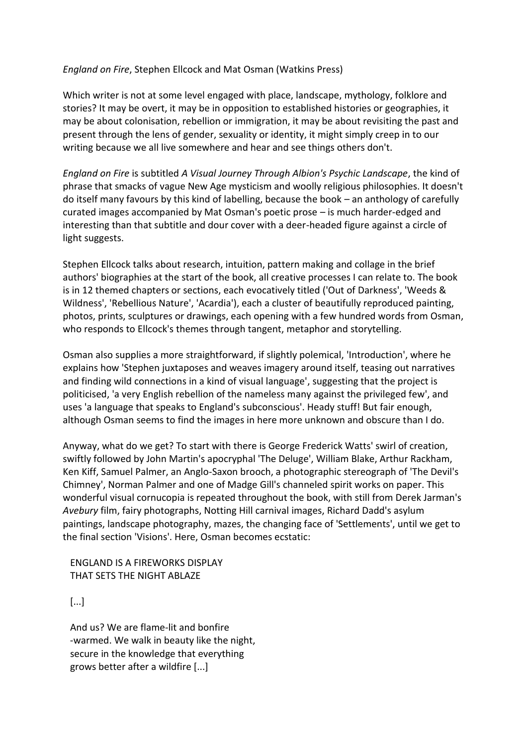*England on Fire*, Stephen Ellcock and Mat Osman (Watkins Press)

Which writer is not at some level engaged with place, landscape, mythology, folklore and stories? It may be overt, it may be in opposition to established histories or geographies, it may be about colonisation, rebellion or immigration, it may be about revisiting the past and present through the lens of gender, sexuality or identity, it might simply creep in to our writing because we all live somewhere and hear and see things others don't.

*England on Fire* is subtitled *A Visual Journey Through Albion's Psychic Landscape*, the kind of phrase that smacks of vague New Age mysticism and woolly religious philosophies. It doesn't do itself many favours by this kind of labelling, because the book – an anthology of carefully curated images accompanied by Mat Osman's poetic prose – is much harder-edged and interesting than that subtitle and dour cover with a deer-headed figure against a circle of light suggests.

Stephen Ellcock talks about research, intuition, pattern making and collage in the brief authors' biographies at the start of the book, all creative processes I can relate to. The book is in 12 themed chapters or sections, each evocatively titled ('Out of Darkness', 'Weeds & Wildness', 'Rebellious Nature', 'Acardia'), each a cluster of beautifully reproduced painting, photos, prints, sculptures or drawings, each opening with a few hundred words from Osman, who responds to Ellcock's themes through tangent, metaphor and storytelling.

Osman also supplies a more straightforward, if slightly polemical, 'Introduction', where he explains how 'Stephen juxtaposes and weaves imagery around itself, teasing out narratives and finding wild connections in a kind of visual language', suggesting that the project is politicised, 'a very English rebellion of the nameless many against the privileged few', and uses 'a language that speaks to England's subconscious'. Heady stuff! But fair enough, although Osman seems to find the images in here more unknown and obscure than I do.

Anyway, what do we get? To start with there is George Frederick Watts' swirl of creation, swiftly followed by John Martin's apocryphal 'The Deluge', William Blake, Arthur Rackham, Ken Kiff, Samuel Palmer, an Anglo-Saxon brooch, a photographic stereograph of 'The Devil's Chimney', Norman Palmer and one of Madge Gill's channeled spirit works on paper. This wonderful visual cornucopia is repeated throughout the book, with still from Derek Jarman's *Avebury* film, fairy photographs, Notting Hill carnival images, Richard Dadd's asylum paintings, landscape photography, mazes, the changing face of 'Settlements', until we get to the final section 'Visions'. Here, Osman becomes ecstatic:

> ENGLAND IS A FIREWORKS DISPLAY
> THAT SETS THE NIGHT ABLAZE
>
> [...]
>
> And us? We are flame-lit and bonfire
> -warmed. We walk in beauty like the night,
> secure in the knowledge that everything
> grows better after a wildfire [...]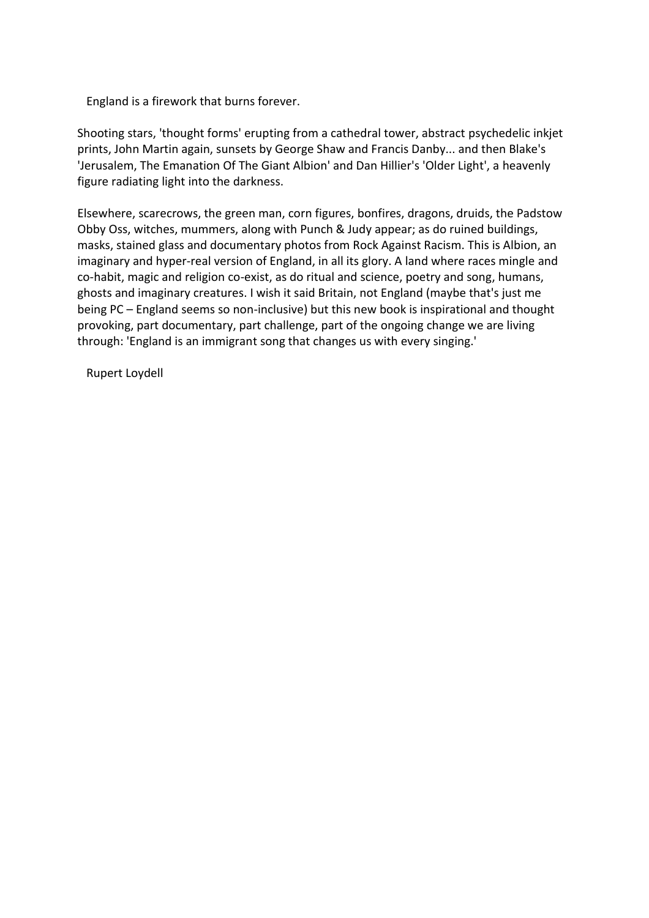England is a firework that burns forever.

Shooting stars, 'thought forms' erupting from a cathedral tower, abstract psychedelic inkjet prints, John Martin again, sunsets by George Shaw and Francis Danby... and then Blake's 'Jerusalem, The Emanation Of The Giant Albion' and Dan Hillier's 'Older Light', a heavenly figure radiating light into the darkness.

Elsewhere, scarecrows, the green man, corn figures, bonfires, dragons, druids, the Padstow Obby Oss, witches, mummers, along with Punch & Judy appear; as do ruined buildings, masks, stained glass and documentary photos from Rock Against Racism. This is Albion, an imaginary and hyper-real version of England, in all its glory. A land where races mingle and co-habit, magic and religion co-exist, as do ritual and science, poetry and song, humans, ghosts and imaginary creatures. I wish it said Britain, not England (maybe that's just me being PC – England seems so non-inclusive) but this new book is inspirational and thought provoking, part documentary, part challenge, part of the ongoing change we are living through: 'England is an immigrant song that changes us with every singing.'

Rupert Loydell